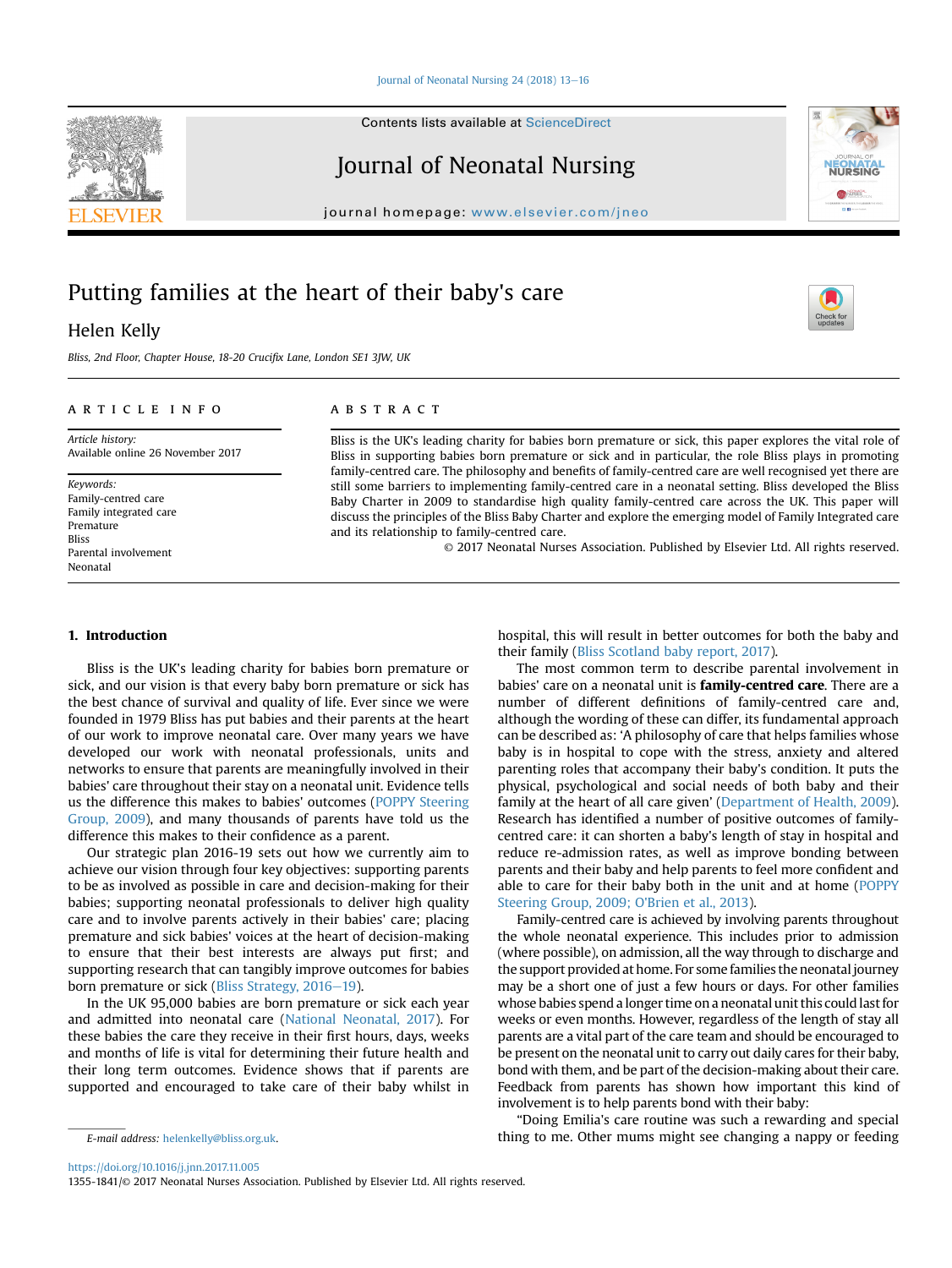# Putting families at the heart of their baby's care

Helen Kelly

*Bliss, 2nd Floor, Chapter House, 18-20 Crucifix Lane, London SE1 3JW, UK*

**ARTICLE INFO**

*Article history:*
Available online 26 November 2017

*Keywords:*
Family-centred care
Family integrated care
Premature
Bliss
Parental involvement
Neonatal

**ABSTRACT**

Bliss is the UK's leading charity for babies born premature or sick, this paper explores the vital role of Bliss in supporting babies born premature or sick and in particular, the role Bliss plays in promoting family-centred care. The philosophy and benefits of family-centred care are well recognised yet there are still some barriers to implementing family-centred care in a neonatal setting. Bliss developed the Bliss Baby Charter in 2009 to standardise high quality family-centred care across the UK. This paper will discuss the principles of the Bliss Baby Charter and explore the emerging model of Family Integrated care and its relationship to family-centred care.

© 2017 Neonatal Nurses Association. Published by Elsevier Ltd. All rights reserved.

## 1. Introduction

Bliss is the UK's leading charity for babies born premature or sick, and our vision is that every baby born premature or sick has the best chance of survival and quality of life. Ever since we were founded in 1979 Bliss has put babies and their parents at the heart of our work to improve neonatal care. Over many years we have developed our work with neonatal professionals, units and networks to ensure that parents are meaningfully involved in their babies' care throughout their stay on a neonatal unit. Evidence tells us the difference this makes to babies' outcomes (POPPY Steering Group, 2009), and many thousands of parents have told us the difference this makes to their confidence as a parent.

Our strategic plan 2016-19 sets out how we currently aim to achieve our vision through four key objectives: supporting parents to be as involved as possible in care and decision-making for their babies; supporting neonatal professionals to deliver high quality care and to involve parents actively in their babies' care; placing premature and sick babies' voices at the heart of decision-making to ensure that their best interests are always put first; and supporting research that can tangibly improve outcomes for babies born premature or sick (Bliss Strategy, 2016−19).

In the UK 95,000 babies are born premature or sick each year and admitted into neonatal care (National Neonatal, 2017). For these babies the care they receive in their first hours, days, weeks and months of life is vital for determining their future health and their long term outcomes. Evidence shows that if parents are supported and encouraged to take care of their baby whilst in hospital, this will result in better outcomes for both the baby and their family (Bliss Scotland baby report, 2017).

The most common term to describe parental involvement in babies' care on a neonatal unit is **family-centred care**. There are a number of different definitions of family-centred care and, although the wording of these can differ, its fundamental approach can be described as: 'A philosophy of care that helps families whose baby is in hospital to cope with the stress, anxiety and altered parenting roles that accompany their baby's condition. It puts the physical, psychological and social needs of both baby and their family at the heart of all care given' (Department of Health, 2009). Research has identified a number of positive outcomes of family-centred care: it can shorten a baby's length of stay in hospital and reduce re-admission rates, as well as improve bonding between parents and their baby and help parents to feel more confident and able to care for their baby both in the unit and at home (POPPY Steering Group, 2009; O'Brien et al., 2013).

Family-centred care is achieved by involving parents throughout the whole neonatal experience. This includes prior to admission (where possible), on admission, all the way through to discharge and the support provided at home. For some families the neonatal journey may be a short one of just a few hours or days. For other families whose babies spend a longer time on a neonatal unit this could last for weeks or even months. However, regardless of the length of stay all parents are a vital part of the care team and should be encouraged to be present on the neonatal unit to carry out daily cares for their baby, bond with them, and be part of the decision-making about their care. Feedback from parents has shown how important this kind of involvement is to help parents bond with their baby:

"Doing Emilia's care routine was such a rewarding and special thing to me. Other mums might see changing a nappy or feeding

*E-mail address:* helenkelly@bliss.org.uk.

https://doi.org/10.1016/j.jnn.2017.11.005
1355-1841/© 2017 Neonatal Nurses Association. Published by Elsevier Ltd. All rights reserved.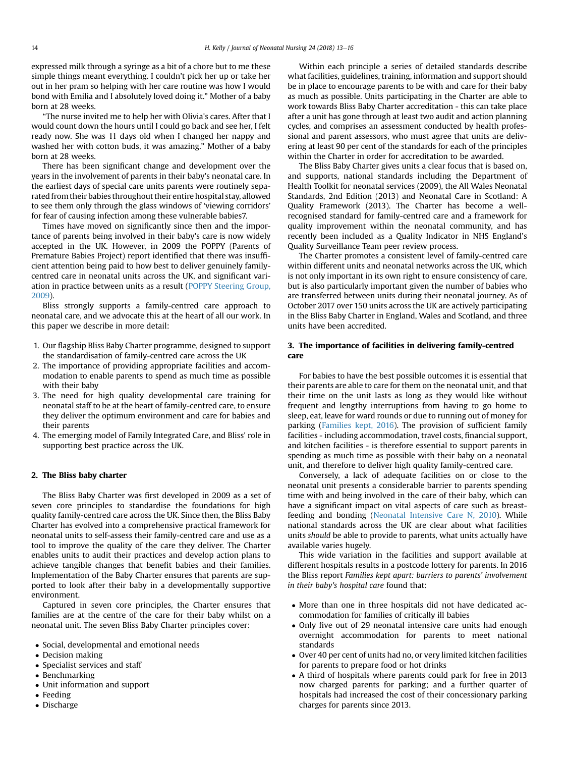expressed milk through a syringe as a bit of a chore but to me these simple things meant everything. I couldn't pick her up or take her out in her pram so helping with her care routine was how I would bond with Emilia and I absolutely loved doing it." Mother of a baby born at 28 weeks.

"The nurse invited me to help her with Olivia's cares. After that I would count down the hours until I could go back and see her, I felt ready now. She was 11 days old when I changed her nappy and washed her with cotton buds, it was amazing." Mother of a baby born at 28 weeks.

There has been significant change and development over the years in the involvement of parents in their baby's neonatal care. In the earliest days of special care units parents were routinely separated from their babies throughout their entire hospital stay, allowed to see them only through the glass windows of 'viewing corridors' for fear of causing infection among these vulnerable babies7.

Times have moved on significantly since then and the importance of parents being involved in their baby's care is now widely accepted in the UK. However, in 2009 the POPPY (Parents of Premature Babies Project) report identified that there was insufficient attention being paid to how best to deliver genuinely family-centred care in neonatal units across the UK, and significant variation in practice between units as a result (POPPY Steering Group, 2009).

Bliss strongly supports a family-centred care approach to neonatal care, and we advocate this at the heart of all our work. In this paper we describe in more detail:

1. Our flagship Bliss Baby Charter programme, designed to support the standardisation of family-centred care across the UK
2. The importance of providing appropriate facilities and accommodation to enable parents to spend as much time as possible with their baby
3. The need for high quality developmental care training for neonatal staff to be at the heart of family-centred care, to ensure they deliver the optimum environment and care for babies and their parents
4. The emerging model of Family Integrated Care, and Bliss' role in supporting best practice across the UK.

## 2. The Bliss baby charter

The Bliss Baby Charter was first developed in 2009 as a set of seven core principles to standardise the foundations for high quality family-centred care across the UK. Since then, the Bliss Baby Charter has evolved into a comprehensive practical framework for neonatal units to self-assess their family-centred care and use as a tool to improve the quality of the care they deliver. The Charter enables units to audit their practices and develop action plans to achieve tangible changes that benefit babies and their families. Implementation of the Baby Charter ensures that parents are supported to look after their baby in a developmentally supportive environment.

Captured in seven core principles, the Charter ensures that families are at the centre of the care for their baby whilst on a neonatal unit. The seven Bliss Baby Charter principles cover:

- Social, developmental and emotional needs
- Decision making
- Specialist services and staff
- Benchmarking
- Unit information and support
- Feeding
- Discharge

Within each principle a series of detailed standards describe what facilities, guidelines, training, information and support should be in place to encourage parents to be with and care for their baby as much as possible. Units participating in the Charter are able to work towards Bliss Baby Charter accreditation - this can take place after a unit has gone through at least two audit and action planning cycles, and comprises an assessment conducted by health professional and parent assessors, who must agree that units are delivering at least 90 per cent of the standards for each of the principles within the Charter in order for accreditation to be awarded.

The Bliss Baby Charter gives units a clear focus that is based on, and supports, national standards including the Department of Health Toolkit for neonatal services (2009), the All Wales Neonatal Standards, 2nd Edition (2013) and Neonatal Care in Scotland: A Quality Framework (2013). The Charter has become a well-recognised standard for family-centred care and a framework for quality improvement within the neonatal community, and has recently been included as a Quality Indicator in NHS England's Quality Surveillance Team peer review process.

The Charter promotes a consistent level of family-centred care within different units and neonatal networks across the UK, which is not only important in its own right to ensure consistency of care, but is also particularly important given the number of babies who are transferred between units during their neonatal journey. As of October 2017 over 150 units across the UK are actively participating in the Bliss Baby Charter in England, Wales and Scotland, and three units have been accredited.

## 3. The importance of facilities in delivering family-centred care

For babies to have the best possible outcomes it is essential that their parents are able to care for them on the neonatal unit, and that their time on the unit lasts as long as they would like without frequent and lengthy interruptions from having to go home to sleep, eat, leave for ward rounds or due to running out of money for parking (Families kept, 2016). The provision of sufficient family facilities - including accommodation, travel costs, financial support, and kitchen facilities - is therefore essential to support parents in spending as much time as possible with their baby on a neonatal unit, and therefore to deliver high quality family-centred care.

Conversely, a lack of adequate facilities on or close to the neonatal unit presents a considerable barrier to parents spending time with and being involved in the care of their baby, which can have a significant impact on vital aspects of care such as breastfeeding and bonding (Neonatal Intensive Care N, 2010). While national standards across the UK are clear about what facilities units *should* be able to provide to parents, what units actually have available varies hugely.

This wide variation in the facilities and support available at different hospitals results in a postcode lottery for parents. In 2016 the Bliss report *Families kept apart: barriers to parents' involvement in their baby's hospital care* found that:

- More than one in three hospitals did not have dedicated accommodation for families of critically ill babies
- Only five out of 29 neonatal intensive care units had enough overnight accommodation for parents to meet national standards
- Over 40 per cent of units had no, or very limited kitchen facilities for parents to prepare food or hot drinks
- A third of hospitals where parents could park for free in 2013 now charged parents for parking; and a further quarter of hospitals had increased the cost of their concessionary parking charges for parents since 2013.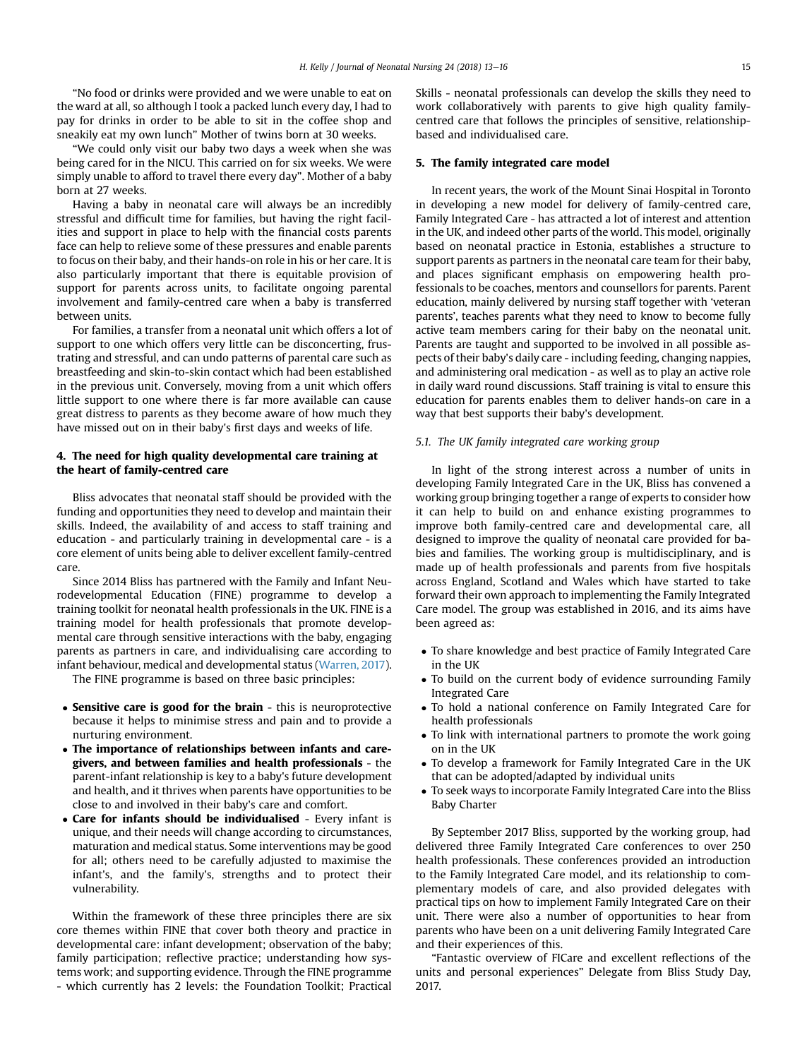"No food or drinks were provided and we were unable to eat on the ward at all, so although I took a packed lunch every day, I had to pay for drinks in order to be able to sit in the coffee shop and sneakily eat my own lunch" Mother of twins born at 30 weeks.

"We could only visit our baby two days a week when she was being cared for in the NICU. This carried on for six weeks. We were simply unable to afford to travel there every day". Mother of a baby born at 27 weeks.

Having a baby in neonatal care will always be an incredibly stressful and difficult time for families, but having the right facilities and support in place to help with the financial costs parents face can help to relieve some of these pressures and enable parents to focus on their baby, and their hands-on role in his or her care. It is also particularly important that there is equitable provision of support for parents across units, to facilitate ongoing parental involvement and family-centred care when a baby is transferred between units.

For families, a transfer from a neonatal unit which offers a lot of support to one which offers very little can be disconcerting, frustrating and stressful, and can undo patterns of parental care such as breastfeeding and skin-to-skin contact which had been established in the previous unit. Conversely, moving from a unit which offers little support to one where there is far more available can cause great distress to parents as they become aware of how much they have missed out on in their baby's first days and weeks of life.

## 4. The need for high quality developmental care training at the heart of family-centred care

Bliss advocates that neonatal staff should be provided with the funding and opportunities they need to develop and maintain their skills. Indeed, the availability of and access to staff training and education - and particularly training in developmental care - is a core element of units being able to deliver excellent family-centred care.

Since 2014 Bliss has partnered with the Family and Infant Neurodevelopmental Education (FINE) programme to develop a training toolkit for neonatal health professionals in the UK. FINE is a training model for health professionals that promote developmental care through sensitive interactions with the baby, engaging parents as partners in care, and individualising care according to infant behaviour, medical and developmental status (Warren, 2017).

The FINE programme is based on three basic principles:

- **Sensitive care is good for the brain** - this is neuroprotective because it helps to minimise stress and pain and to provide a nurturing environment.
- **The importance of relationships between infants and caregivers, and between families and health professionals** - the parent-infant relationship is key to a baby's future development and health, and it thrives when parents have opportunities to be close to and involved in their baby's care and comfort.
- **Care for infants should be individualised** - Every infant is unique, and their needs will change according to circumstances, maturation and medical status. Some interventions may be good for all; others need to be carefully adjusted to maximise the infant's, and the family's, strengths and to protect their vulnerability.

Within the framework of these three principles there are six core themes within FINE that cover both theory and practice in developmental care: infant development; observation of the baby; family participation; reflective practice; understanding how systems work; and supporting evidence. Through the FINE programme - which currently has 2 levels: the Foundation Toolkit; Practical Skills - neonatal professionals can develop the skills they need to work collaboratively with parents to give high quality family-centred care that follows the principles of sensitive, relationship-based and individualised care.

## 5. The family integrated care model

In recent years, the work of the Mount Sinai Hospital in Toronto in developing a new model for delivery of family-centred care, Family Integrated Care - has attracted a lot of interest and attention in the UK, and indeed other parts of the world. This model, originally based on neonatal practice in Estonia, establishes a structure to support parents as partners in the neonatal care team for their baby, and places significant emphasis on empowering health professionals to be coaches, mentors and counsellors for parents. Parent education, mainly delivered by nursing staff together with 'veteran parents', teaches parents what they need to know to become fully active team members caring for their baby on the neonatal unit. Parents are taught and supported to be involved in all possible aspects of their baby's daily care - including feeding, changing nappies, and administering oral medication - as well as to play an active role in daily ward round discussions. Staff training is vital to ensure this education for parents enables them to deliver hands-on care in a way that best supports their baby's development.

### 5.1. The UK family integrated care working group

In light of the strong interest across a number of units in developing Family Integrated Care in the UK, Bliss has convened a working group bringing together a range of experts to consider how it can help to build on and enhance existing programmes to improve both family-centred care and developmental care, all designed to improve the quality of neonatal care provided for babies and families. The working group is multidisciplinary, and is made up of health professionals and parents from five hospitals across England, Scotland and Wales which have started to take forward their own approach to implementing the Family Integrated Care model. The group was established in 2016, and its aims have been agreed as:

- To share knowledge and best practice of Family Integrated Care in the UK
- To build on the current body of evidence surrounding Family Integrated Care
- To hold a national conference on Family Integrated Care for health professionals
- To link with international partners to promote the work going on in the UK
- To develop a framework for Family Integrated Care in the UK that can be adopted/adapted by individual units
- To seek ways to incorporate Family Integrated Care into the Bliss Baby Charter

By September 2017 Bliss, supported by the working group, had delivered three Family Integrated Care conferences to over 250 health professionals. These conferences provided an introduction to the Family Integrated Care model, and its relationship to complementary models of care, and also provided delegates with practical tips on how to implement Family Integrated Care on their unit. There were also a number of opportunities to hear from parents who have been on a unit delivering Family Integrated Care and their experiences of this.

"Fantastic overview of FICare and excellent reflections of the units and personal experiences" Delegate from Bliss Study Day, 2017.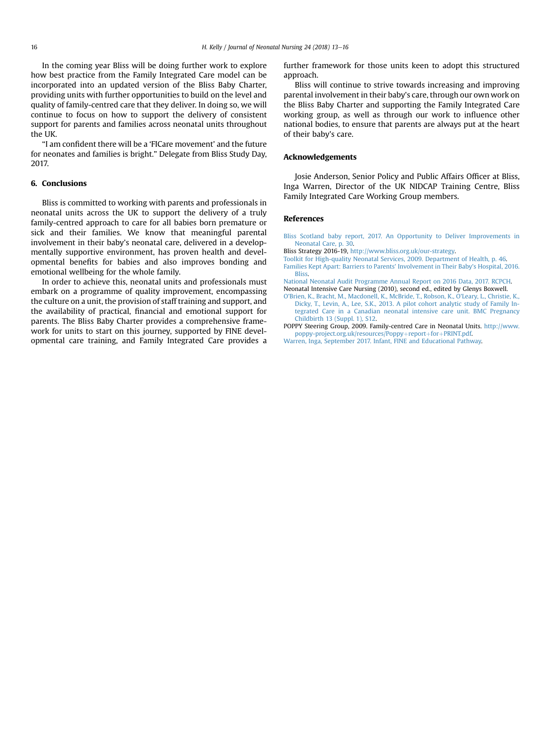In the coming year Bliss will be doing further work to explore how best practice from the Family Integrated Care model can be incorporated into an updated version of the Bliss Baby Charter, providing units with further opportunities to build on the level and quality of family-centred care that they deliver. In doing so, we will continue to focus on how to support the delivery of consistent support for parents and families across neonatal units throughout the UK.

"I am confident there will be a 'FICare movement' and the future for neonates and families is bright." Delegate from Bliss Study Day, 2017.

## 6. Conclusions

Bliss is committed to working with parents and professionals in neonatal units across the UK to support the delivery of a truly family-centred approach to care for all babies born premature or sick and their families. We know that meaningful parental involvement in their baby's neonatal care, delivered in a developmentally supportive environment, has proven health and developmental benefits for babies and also improves bonding and emotional wellbeing for the whole family.

In order to achieve this, neonatal units and professionals must embark on a programme of quality improvement, encompassing the culture on a unit, the provision of staff training and support, and the availability of practical, financial and emotional support for parents. The Bliss Baby Charter provides a comprehensive framework for units to start on this journey, supported by FINE developmental care training, and Family Integrated Care provides a further framework for those units keen to adopt this structured approach.

Bliss will continue to strive towards increasing and improving parental involvement in their baby's care, through our own work on the Bliss Baby Charter and supporting the Family Integrated Care working group, as well as through our work to influence other national bodies, to ensure that parents are always put at the heart of their baby's care.

## Acknowledgements

Josie Anderson, Senior Policy and Public Affairs Officer at Bliss, Inga Warren, Director of the UK NIDCAP Training Centre, Bliss Family Integrated Care Working Group members.

## References

Bliss Scotland baby report, 2017. An Opportunity to Deliver Improvements in Neonatal Care, p. 30.

Bliss Strategy 2016-19, http://www.bliss.org.uk/our-strategy.

Toolkit for High-quality Neonatal Services, 2009. Department of Health, p. 46.

Families Kept Apart: Barriers to Parents' Involvement in Their Baby's Hospital, 2016. Bliss.

National Neonatal Audit Programme Annual Report on 2016 Data, 2017. RCPCH.

Neonatal Intensive Care Nursing (2010), second ed., edited by Glenys Boxwell.

O'Brien, K., Bracht, M., Macdonell, K., McBride, T., Robson, K., O'Leary, L., Christie, K., Dicky, T., Levin, A., Lee, S.K., 2013. A pilot cohort analytic study of Family Integrated Care in a Canadian neonatal intensive care unit. BMC Pregnancy Childbirth 13 (Suppl. 1), S12.

POPPY Steering Group, 2009. Family-centred Care in Neonatal Units. http://www.poppy-project.org.uk/resources/Poppy+report+for+PRINT.pdf.

Warren, Inga, September 2017. Infant, FINE and Educational Pathway.